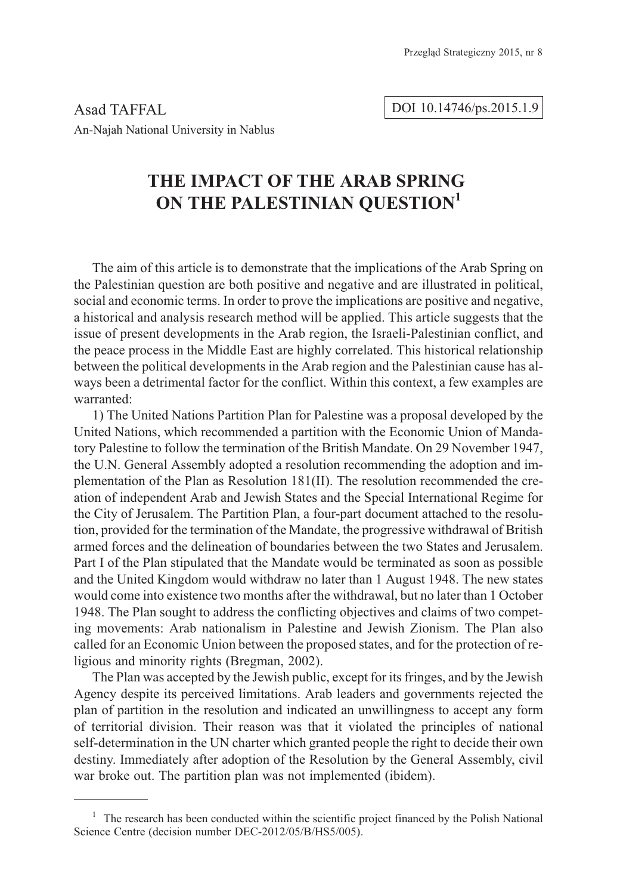Asad TAFFAL

An-Najah National University in Nablus

DOI 10.14746/ps.2015.1.9

# THE IMPACT OF THE ARAB SPRING ON THE PALESTINIAN QUESTION[1]

The aim of this article is to demonstrate that the implications of the Arab Spring on the Palestinian question are both positive and negative and are illustrated in political, social and economic terms. In order to prove the implications are positive and negative, a historical and analysis research method will be applied. This article suggests that the issue of present developments in the Arab region, the Israeli-Palestinian conflict, and the peace process in the Middle East are highly correlated. This historical relationship between the political developments in the Arab region and the Palestinian cause has always been a detrimental factor for the conflict. Within this context, a few examples are warranted:

1) The United Nations Partition Plan for Palestine was a proposal developed by the United Nations, which recommended a partition with the Economic Union of Mandatory Palestine to follow the termination of the British Mandate. On 29 November 1947, the U.N. General Assembly adopted a resolution recommending the adoption and implementation of the Plan as Resolution 181(II). The resolution recommended the creation of independent Arab and Jewish States and the Special International Regime for the City of Jerusalem. The Partition Plan, a four-part document attached to the resolution, provided for the termination of the Mandate, the progressive withdrawal of British armed forces and the delineation of boundaries between the two States and Jerusalem. Part I of the Plan stipulated that the Mandate would be terminated as soon as possible and the United Kingdom would withdraw no later than 1 August 1948. The new states would come into existence two months after the withdrawal, but no later than 1 October 1948. The Plan sought to address the conflicting objectives and claims of two competing movements: Arab nationalism in Palestine and Jewish Zionism. The Plan also called for an Economic Union between the proposed states, and for the protection of religious and minority rights (Bregman, 2002).

The Plan was accepted by the Jewish public, except for its fringes, and by the Jewish Agency despite its perceived limitations. Arab leaders and governments rejected the plan of partition in the resolution and indicated an unwillingness to accept any form of territorial division. Their reason was that it violated the principles of national self-determination in the UN charter which granted people the right to decide their own destiny. Immediately after adoption of the Resolution by the General Assembly, civil war broke out. The partition plan was not implemented (ibidem).

---

[1] The research has been conducted within the scientific project financed by the Polish National Science Centre (decision number DEC-2012/05/B/HS5/005).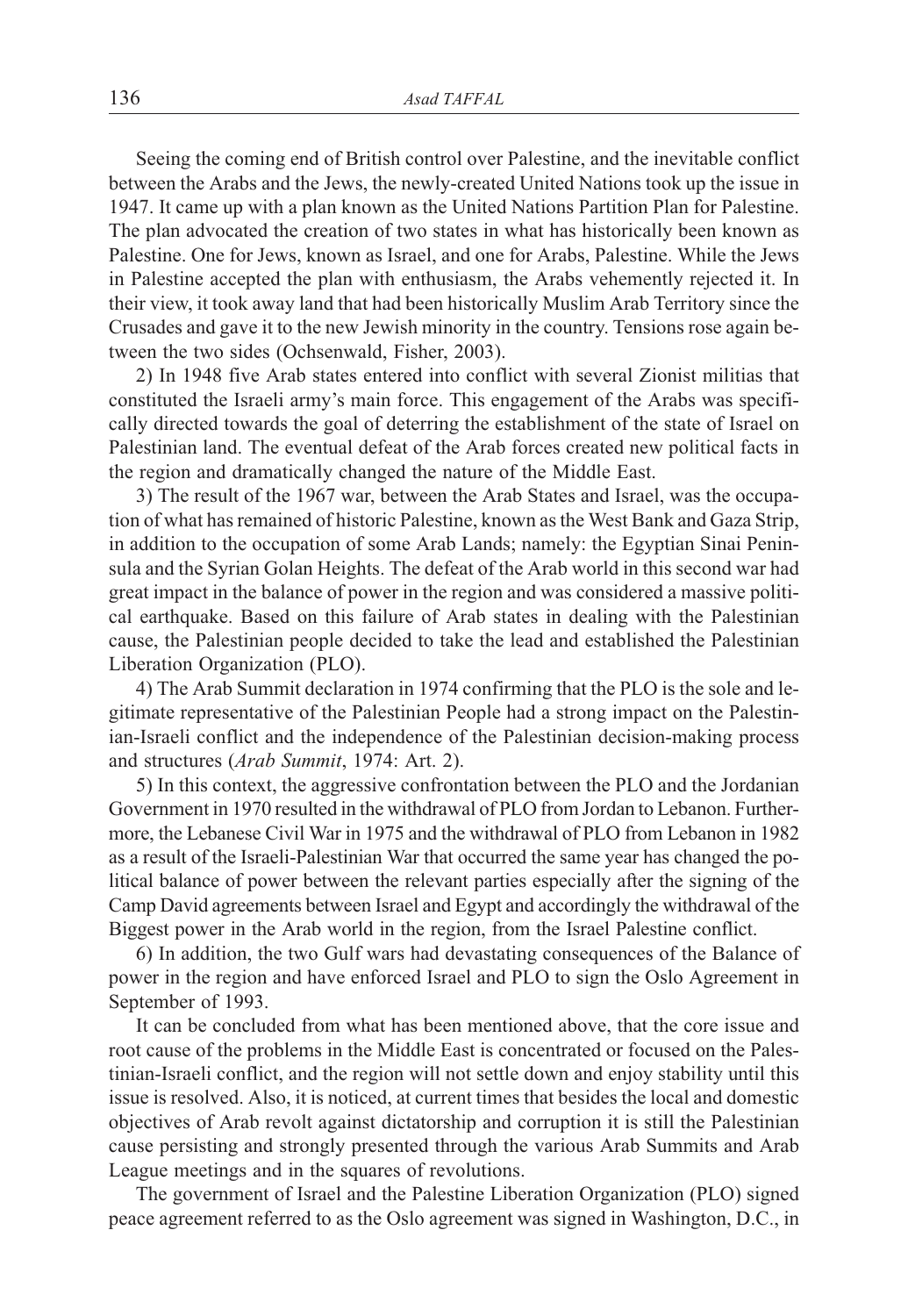Seeing the coming end of British control over Palestine, and the inevitable conflict between the Arabs and the Jews, the newly-created United Nations took up the issue in 1947. It came up with a plan known as the United Nations Partition Plan for Palestine. The plan advocated the creation of two states in what has historically been known as Palestine. One for Jews, known as Israel, and one for Arabs, Palestine. While the Jews in Palestine accepted the plan with enthusiasm, the Arabs vehemently rejected it. In their view, it took away land that had been historically Muslim Arab Territory since the Crusades and gave it to the new Jewish minority in the country. Tensions rose again between the two sides (Ochsenwald, Fisher, 2003).

2) In 1948 five Arab states entered into conflict with several Zionist militias that constituted the Israeli army's main force. This engagement of the Arabs was specifically directed towards the goal of deterring the establishment of the state of Israel on Palestinian land. The eventual defeat of the Arab forces created new political facts in the region and dramatically changed the nature of the Middle East.

3) The result of the 1967 war, between the Arab States and Israel, was the occupation of what has remained of historic Palestine, known as the West Bank and Gaza Strip, in addition to the occupation of some Arab Lands; namely: the Egyptian Sinai Peninsula and the Syrian Golan Heights. The defeat of the Arab world in this second war had great impact in the balance of power in the region and was considered a massive political earthquake. Based on this failure of Arab states in dealing with the Palestinian cause, the Palestinian people decided to take the lead and established the Palestinian Liberation Organization (PLO).

4) The Arab Summit declaration in 1974 confirming that the PLO is the sole and legitimate representative of the Palestinian People had a strong impact on the Palestinian-Israeli conflict and the independence of the Palestinian decision-making process and structures (*Arab Summit*, 1974: Art. 2).

5) In this context, the aggressive confrontation between the PLO and the Jordanian Government in 1970 resulted in the withdrawal of PLO from Jordan to Lebanon. Furthermore, the Lebanese Civil War in 1975 and the withdrawal of PLO from Lebanon in 1982 as a result of the Israeli-Palestinian War that occurred the same year has changed the political balance of power between the relevant parties especially after the signing of the Camp David agreements between Israel and Egypt and accordingly the withdrawal of the Biggest power in the Arab world in the region, from the Israel Palestine conflict.

6) In addition, the two Gulf wars had devastating consequences of the Balance of power in the region and have enforced Israel and PLO to sign the Oslo Agreement in September of 1993.

It can be concluded from what has been mentioned above, that the core issue and root cause of the problems in the Middle East is concentrated or focused on the Palestinian-Israeli conflict, and the region will not settle down and enjoy stability until this issue is resolved. Also, it is noticed, at current times that besides the local and domestic objectives of Arab revolt against dictatorship and corruption it is still the Palestinian cause persisting and strongly presented through the various Arab Summits and Arab League meetings and in the squares of revolutions.

The government of Israel and the Palestine Liberation Organization (PLO) signed peace agreement referred to as the Oslo agreement was signed in Washington, D.C., in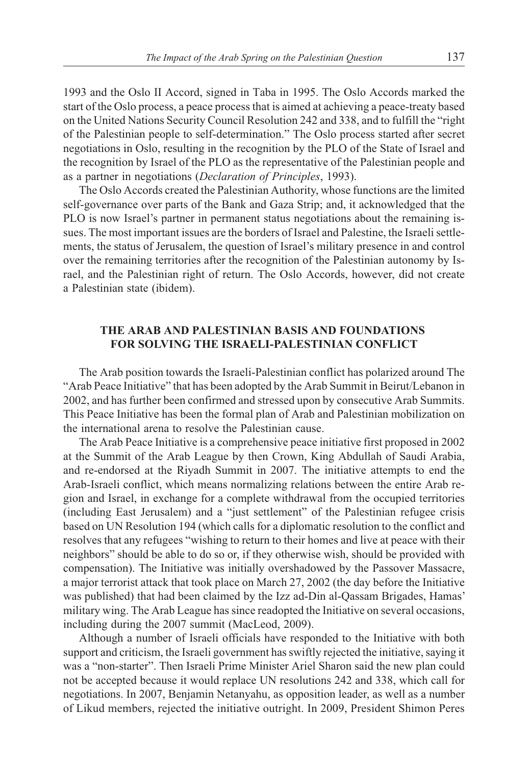1993 and the Oslo II Accord, signed in Taba in 1995. The Oslo Accords marked the start of the Oslo process, a peace process that is aimed at achieving a peace-treaty based on the United Nations Security Council Resolution 242 and 338, and to fulfill the "right of the Palestinian people to self-determination." The Oslo process started after secret negotiations in Oslo, resulting in the recognition by the PLO of the State of Israel and the recognition by Israel of the PLO as the representative of the Palestinian people and as a partner in negotiations (*Declaration of Principles*, 1993).

The Oslo Accords created the Palestinian Authority, whose functions are the limited self-governance over parts of the Bank and Gaza Strip; and, it acknowledged that the PLO is now Israel's partner in permanent status negotiations about the remaining issues. The most important issues are the borders of Israel and Palestine, the Israeli settlements, the status of Jerusalem, the question of Israel's military presence in and control over the remaining territories after the recognition of the Palestinian autonomy by Israel, and the Palestinian right of return. The Oslo Accords, however, did not create a Palestinian state (ibidem).

## THE ARAB AND PALESTINIAN BASIS AND FOUNDATIONS FOR SOLVING THE ISRAELI-PALESTINIAN CONFLICT

The Arab position towards the Israeli-Palestinian conflict has polarized around The "Arab Peace Initiative" that has been adopted by the Arab Summit in Beirut/Lebanon in 2002, and has further been confirmed and stressed upon by consecutive Arab Summits. This Peace Initiative has been the formal plan of Arab and Palestinian mobilization on the international arena to resolve the Palestinian cause.

The Arab Peace Initiative is a comprehensive peace initiative first proposed in 2002 at the Summit of the Arab League by then Crown, King Abdullah of Saudi Arabia, and re-endorsed at the Riyadh Summit in 2007. The initiative attempts to end the Arab-Israeli conflict, which means normalizing relations between the entire Arab region and Israel, in exchange for a complete withdrawal from the occupied territories (including East Jerusalem) and a "just settlement" of the Palestinian refugee crisis based on UN Resolution 194 (which calls for a diplomatic resolution to the conflict and resolves that any refugees "wishing to return to their homes and live at peace with their neighbors" should be able to do so or, if they otherwise wish, should be provided with compensation). The Initiative was initially overshadowed by the Passover Massacre, a major terrorist attack that took place on March 27, 2002 (the day before the Initiative was published) that had been claimed by the Izz ad-Din al-Qassam Brigades, Hamas' military wing. The Arab League has since readopted the Initiative on several occasions, including during the 2007 summit (MacLeod, 2009).

Although a number of Israeli officials have responded to the Initiative with both support and criticism, the Israeli government has swiftly rejected the initiative, saying it was a "non-starter". Then Israeli Prime Minister Ariel Sharon said the new plan could not be accepted because it would replace UN resolutions 242 and 338, which call for negotiations. In 2007, Benjamin Netanyahu, as opposition leader, as well as a number of Likud members, rejected the initiative outright. In 2009, President Shimon Peres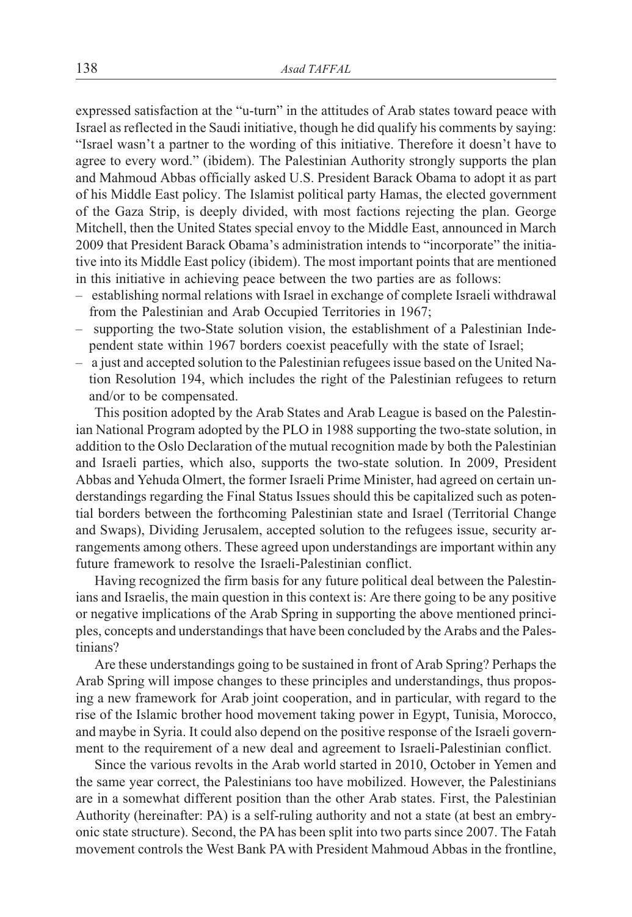expressed satisfaction at the "u-turn" in the attitudes of Arab states toward peace with Israel as reflected in the Saudi initiative, though he did qualify his comments by saying: "Israel wasn't a partner to the wording of this initiative. Therefore it doesn't have to agree to every word." (ibidem). The Palestinian Authority strongly supports the plan and Mahmoud Abbas officially asked U.S. President Barack Obama to adopt it as part of his Middle East policy. The Islamist political party Hamas, the elected government of the Gaza Strip, is deeply divided, with most factions rejecting the plan. George Mitchell, then the United States special envoy to the Middle East, announced in March 2009 that President Barack Obama's administration intends to "incorporate" the initiative into its Middle East policy (ibidem). The most important points that are mentioned in this initiative in achieving peace between the two parties are as follows:

- establishing normal relations with Israel in exchange of complete Israeli withdrawal from the Palestinian and Arab Occupied Territories in 1967;
- supporting the two-State solution vision, the establishment of a Palestinian Independent state within 1967 borders coexist peacefully with the state of Israel;
- a just and accepted solution to the Palestinian refugees issue based on the United Nation Resolution 194, which includes the right of the Palestinian refugees to return and/or to be compensated.

This position adopted by the Arab States and Arab League is based on the Palestinian National Program adopted by the PLO in 1988 supporting the two-state solution, in addition to the Oslo Declaration of the mutual recognition made by both the Palestinian and Israeli parties, which also, supports the two-state solution. In 2009, President Abbas and Yehuda Olmert, the former Israeli Prime Minister, had agreed on certain understandings regarding the Final Status Issues should this be capitalized such as potential borders between the forthcoming Palestinian state and Israel (Territorial Change and Swaps), Dividing Jerusalem, accepted solution to the refugees issue, security arrangements among others. These agreed upon understandings are important within any future framework to resolve the Israeli-Palestinian conflict.

Having recognized the firm basis for any future political deal between the Palestinians and Israelis, the main question in this context is: Are there going to be any positive or negative implications of the Arab Spring in supporting the above mentioned principles, concepts and understandings that have been concluded by the Arabs and the Palestinians?

Are these understandings going to be sustained in front of Arab Spring? Perhaps the Arab Spring will impose changes to these principles and understandings, thus proposing a new framework for Arab joint cooperation, and in particular, with regard to the rise of the Islamic brother hood movement taking power in Egypt, Tunisia, Morocco, and maybe in Syria. It could also depend on the positive response of the Israeli government to the requirement of a new deal and agreement to Israeli-Palestinian conflict.

Since the various revolts in the Arab world started in 2010, October in Yemen and the same year correct, the Palestinians too have mobilized. However, the Palestinians are in a somewhat different position than the other Arab states. First, the Palestinian Authority (hereinafter: PA) is a self-ruling authority and not a state (at best an embryonic state structure). Second, the PA has been split into two parts since 2007. The Fatah movement controls the West Bank PA with President Mahmoud Abbas in the frontline,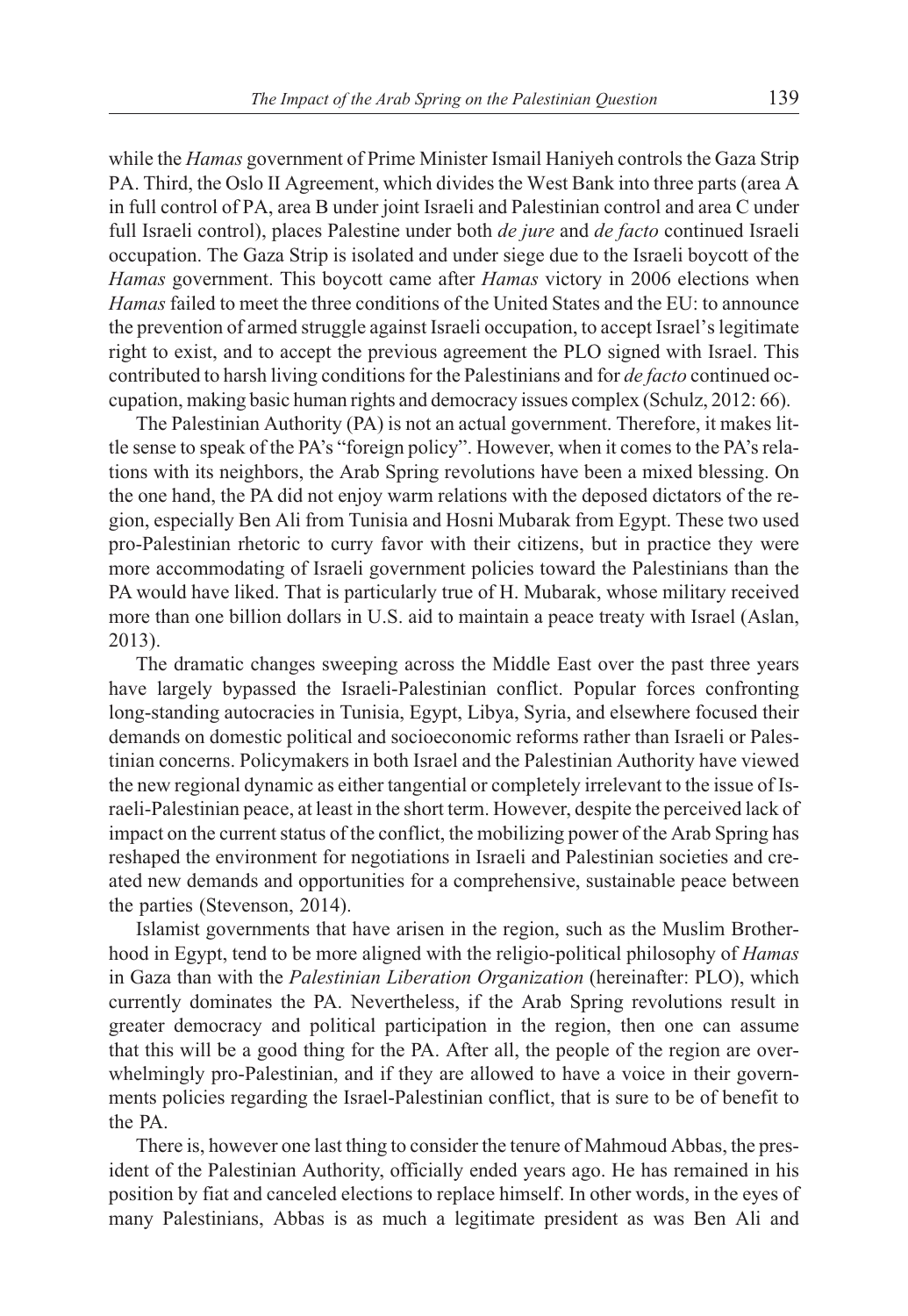while the *Hamas* government of Prime Minister Ismail Haniyeh controls the Gaza Strip PA. Third, the Oslo II Agreement, which divides the West Bank into three parts (area A in full control of PA, area B under joint Israeli and Palestinian control and area C under full Israeli control), places Palestine under both *de jure* and *de facto* continued Israeli occupation. The Gaza Strip is isolated and under siege due to the Israeli boycott of the *Hamas* government. This boycott came after *Hamas* victory in 2006 elections when *Hamas* failed to meet the three conditions of the United States and the EU: to announce the prevention of armed struggle against Israeli occupation, to accept Israel's legitimate right to exist, and to accept the previous agreement the PLO signed with Israel. This contributed to harsh living conditions for the Palestinians and for *de facto* continued occupation, making basic human rights and democracy issues complex (Schulz, 2012: 66).

The Palestinian Authority (PA) is not an actual government. Therefore, it makes little sense to speak of the PA's "foreign policy". However, when it comes to the PA's relations with its neighbors, the Arab Spring revolutions have been a mixed blessing. On the one hand, the PA did not enjoy warm relations with the deposed dictators of the region, especially Ben Ali from Tunisia and Hosni Mubarak from Egypt. These two used pro-Palestinian rhetoric to curry favor with their citizens, but in practice they were more accommodating of Israeli government policies toward the Palestinians than the PA would have liked. That is particularly true of H. Mubarak, whose military received more than one billion dollars in U.S. aid to maintain a peace treaty with Israel (Aslan, 2013).

The dramatic changes sweeping across the Middle East over the past three years have largely bypassed the Israeli-Palestinian conflict. Popular forces confronting long-standing autocracies in Tunisia, Egypt, Libya, Syria, and elsewhere focused their demands on domestic political and socioeconomic reforms rather than Israeli or Palestinian concerns. Policymakers in both Israel and the Palestinian Authority have viewed the new regional dynamic as either tangential or completely irrelevant to the issue of Israeli-Palestinian peace, at least in the short term. However, despite the perceived lack of impact on the current status of the conflict, the mobilizing power of the Arab Spring has reshaped the environment for negotiations in Israeli and Palestinian societies and created new demands and opportunities for a comprehensive, sustainable peace between the parties (Stevenson, 2014).

Islamist governments that have arisen in the region, such as the Muslim Brotherhood in Egypt, tend to be more aligned with the religio-political philosophy of *Hamas* in Gaza than with the *Palestinian Liberation Organization* (hereinafter: PLO), which currently dominates the PA. Nevertheless, if the Arab Spring revolutions result in greater democracy and political participation in the region, then one can assume that this will be a good thing for the PA. After all, the people of the region are overwhelmingly pro-Palestinian, and if they are allowed to have a voice in their governments policies regarding the Israel-Palestinian conflict, that is sure to be of benefit to the PA.

There is, however one last thing to consider the tenure of Mahmoud Abbas, the president of the Palestinian Authority, officially ended years ago. He has remained in his position by fiat and canceled elections to replace himself. In other words, in the eyes of many Palestinians, Abbas is as much a legitimate president as was Ben Ali and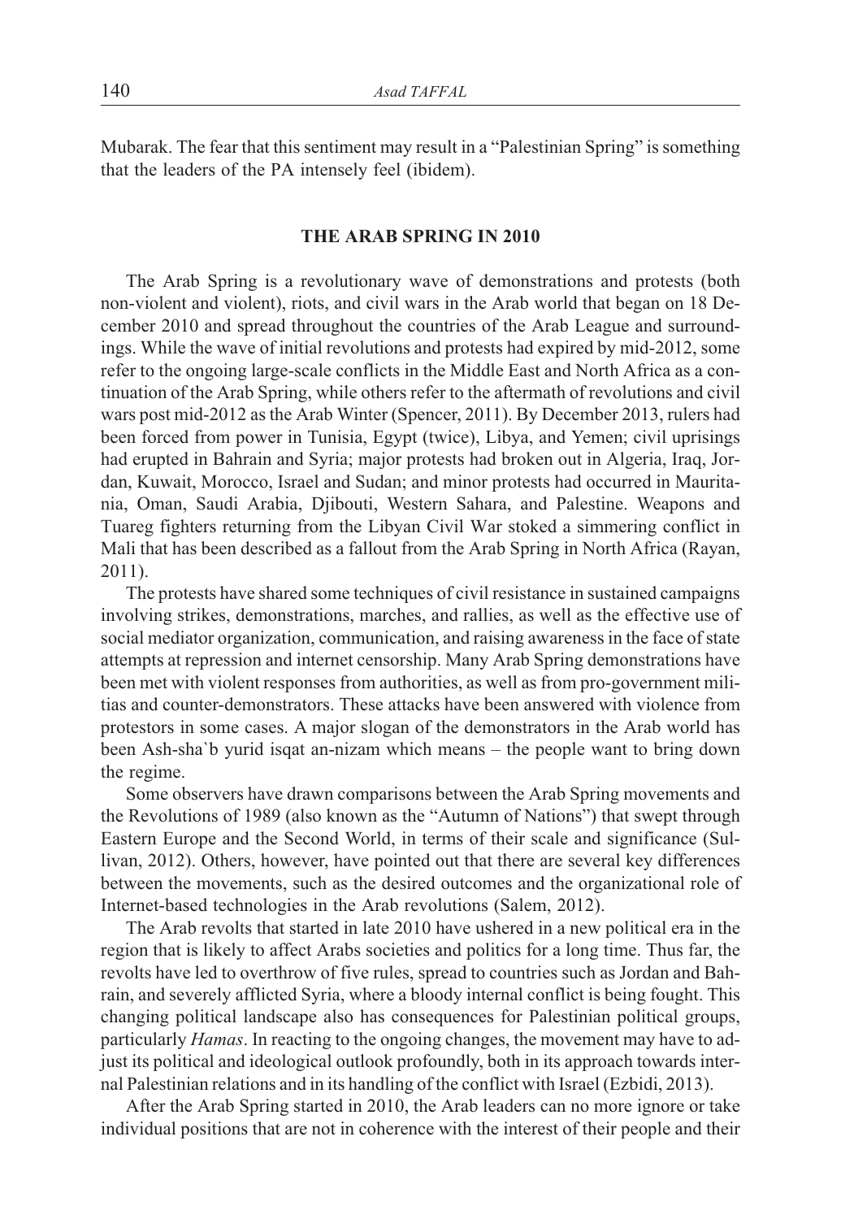Mubarak. The fear that this sentiment may result in a "Palestinian Spring" is something that the leaders of the PA intensely feel (ibidem).

## THE ARAB SPRING IN 2010

The Arab Spring is a revolutionary wave of demonstrations and protests (both non-violent and violent), riots, and civil wars in the Arab world that began on 18 December 2010 and spread throughout the countries of the Arab League and surroundings. While the wave of initial revolutions and protests had expired by mid-2012, some refer to the ongoing large-scale conflicts in the Middle East and North Africa as a continuation of the Arab Spring, while others refer to the aftermath of revolutions and civil wars post mid-2012 as the Arab Winter (Spencer, 2011). By December 2013, rulers had been forced from power in Tunisia, Egypt (twice), Libya, and Yemen; civil uprisings had erupted in Bahrain and Syria; major protests had broken out in Algeria, Iraq, Jordan, Kuwait, Morocco, Israel and Sudan; and minor protests had occurred in Mauritania, Oman, Saudi Arabia, Djibouti, Western Sahara, and Palestine. Weapons and Tuareg fighters returning from the Libyan Civil War stoked a simmering conflict in Mali that has been described as a fallout from the Arab Spring in North Africa (Rayan, 2011).

The protests have shared some techniques of civil resistance in sustained campaigns involving strikes, demonstrations, marches, and rallies, as well as the effective use of social mediator organization, communication, and raising awareness in the face of state attempts at repression and internet censorship. Many Arab Spring demonstrations have been met with violent responses from authorities, as well as from pro-government militias and counter-demonstrators. These attacks have been answered with violence from protestors in some cases. A major slogan of the demonstrators in the Arab world has been Ash-sha`b yurid isqat an-nizam which means – the people want to bring down the regime.

Some observers have drawn comparisons between the Arab Spring movements and the Revolutions of 1989 (also known as the "Autumn of Nations") that swept through Eastern Europe and the Second World, in terms of their scale and significance (Sullivan, 2012). Others, however, have pointed out that there are several key differences between the movements, such as the desired outcomes and the organizational role of Internet-based technologies in the Arab revolutions (Salem, 2012).

The Arab revolts that started in late 2010 have ushered in a new political era in the region that is likely to affect Arabs societies and politics for a long time. Thus far, the revolts have led to overthrow of five rules, spread to countries such as Jordan and Bahrain, and severely afflicted Syria, where a bloody internal conflict is being fought. This changing political landscape also has consequences for Palestinian political groups, particularly *Hamas*. In reacting to the ongoing changes, the movement may have to adjust its political and ideological outlook profoundly, both in its approach towards internal Palestinian relations and in its handling of the conflict with Israel (Ezbidi, 2013).

After the Arab Spring started in 2010, the Arab leaders can no more ignore or take individual positions that are not in coherence with the interest of their people and their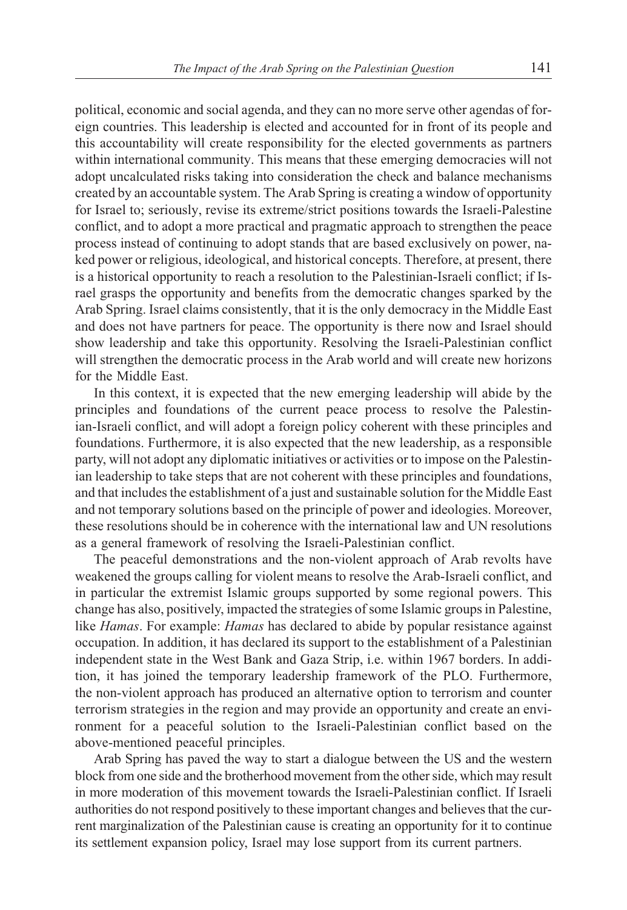political, economic and social agenda, and they can no more serve other agendas of foreign countries. This leadership is elected and accounted for in front of its people and this accountability will create responsibility for the elected governments as partners within international community. This means that these emerging democracies will not adopt uncalculated risks taking into consideration the check and balance mechanisms created by an accountable system. The Arab Spring is creating a window of opportunity for Israel to; seriously, revise its extreme/strict positions towards the Israeli-Palestine conflict, and to adopt a more practical and pragmatic approach to strengthen the peace process instead of continuing to adopt stands that are based exclusively on power, naked power or religious, ideological, and historical concepts. Therefore, at present, there is a historical opportunity to reach a resolution to the Palestinian-Israeli conflict; if Israel grasps the opportunity and benefits from the democratic changes sparked by the Arab Spring. Israel claims consistently, that it is the only democracy in the Middle East and does not have partners for peace. The opportunity is there now and Israel should show leadership and take this opportunity. Resolving the Israeli-Palestinian conflict will strengthen the democratic process in the Arab world and will create new horizons for the Middle East.

In this context, it is expected that the new emerging leadership will abide by the principles and foundations of the current peace process to resolve the Palestinian-Israeli conflict, and will adopt a foreign policy coherent with these principles and foundations. Furthermore, it is also expected that the new leadership, as a responsible party, will not adopt any diplomatic initiatives or activities or to impose on the Palestinian leadership to take steps that are not coherent with these principles and foundations, and that includes the establishment of a just and sustainable solution for the Middle East and not temporary solutions based on the principle of power and ideologies. Moreover, these resolutions should be in coherence with the international law and UN resolutions as a general framework of resolving the Israeli-Palestinian conflict.

The peaceful demonstrations and the non-violent approach of Arab revolts have weakened the groups calling for violent means to resolve the Arab-Israeli conflict, and in particular the extremist Islamic groups supported by some regional powers. This change has also, positively, impacted the strategies of some Islamic groups in Palestine, like *Hamas*. For example: *Hamas* has declared to abide by popular resistance against occupation. In addition, it has declared its support to the establishment of a Palestinian independent state in the West Bank and Gaza Strip, i.e. within 1967 borders. In addition, it has joined the temporary leadership framework of the PLO. Furthermore, the non-violent approach has produced an alternative option to terrorism and counter terrorism strategies in the region and may provide an opportunity and create an environment for a peaceful solution to the Israeli-Palestinian conflict based on the above-mentioned peaceful principles.

Arab Spring has paved the way to start a dialogue between the US and the western block from one side and the brotherhood movement from the other side, which may result in more moderation of this movement towards the Israeli-Palestinian conflict. If Israeli authorities do not respond positively to these important changes and believes that the current marginalization of the Palestinian cause is creating an opportunity for it to continue its settlement expansion policy, Israel may lose support from its current partners.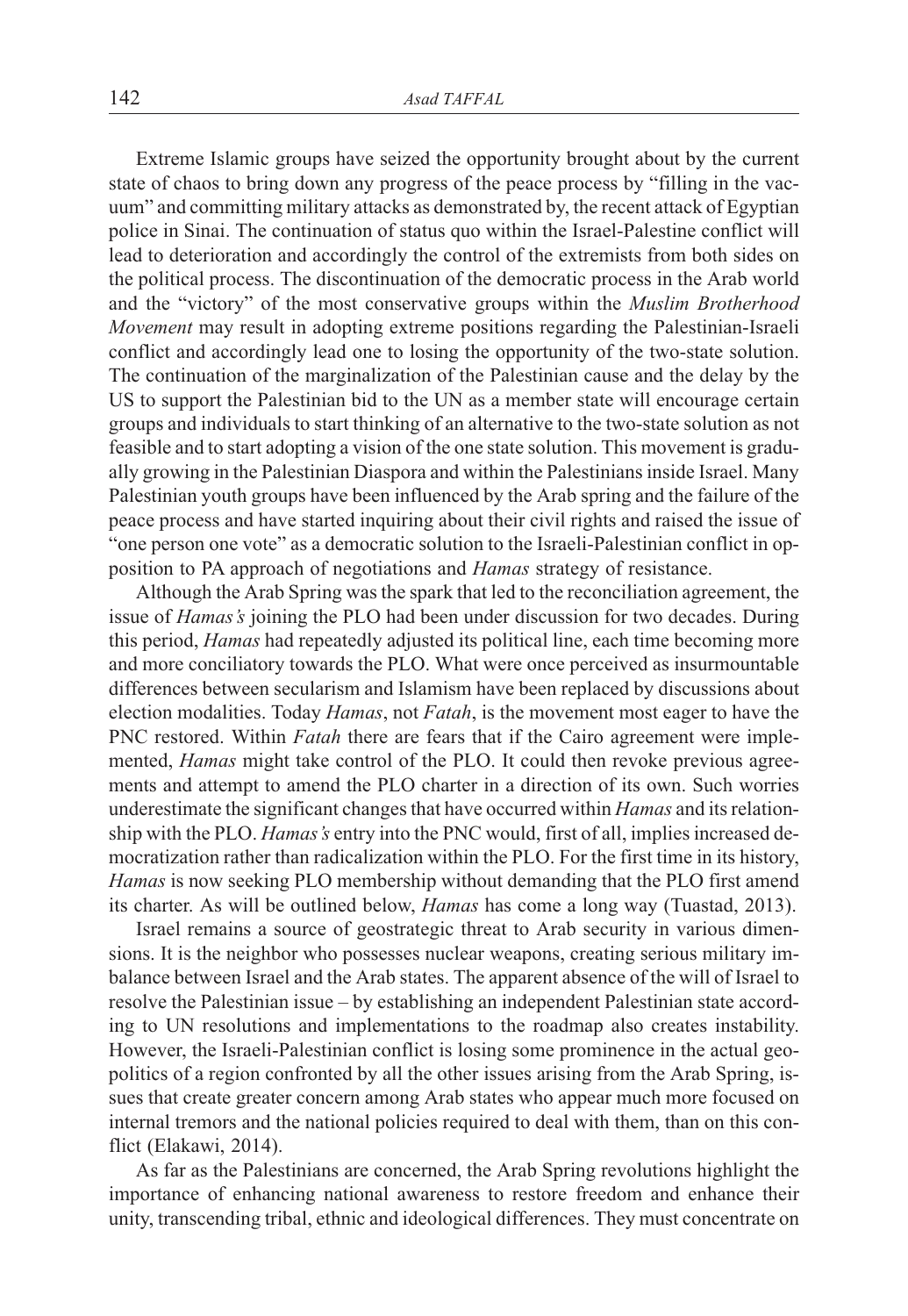Extreme Islamic groups have seized the opportunity brought about by the current state of chaos to bring down any progress of the peace process by "filling in the vacuum" and committing military attacks as demonstrated by, the recent attack of Egyptian police in Sinai. The continuation of status quo within the Israel-Palestine conflict will lead to deterioration and accordingly the control of the extremists from both sides on the political process. The discontinuation of the democratic process in the Arab world and the "victory" of the most conservative groups within the *Muslim Brotherhood Movement* may result in adopting extreme positions regarding the Palestinian-Israeli conflict and accordingly lead one to losing the opportunity of the two-state solution. The continuation of the marginalization of the Palestinian cause and the delay by the US to support the Palestinian bid to the UN as a member state will encourage certain groups and individuals to start thinking of an alternative to the two-state solution as not feasible and to start adopting a vision of the one state solution. This movement is gradually growing in the Palestinian Diaspora and within the Palestinians inside Israel. Many Palestinian youth groups have been influenced by the Arab spring and the failure of the peace process and have started inquiring about their civil rights and raised the issue of "one person one vote" as a democratic solution to the Israeli-Palestinian conflict in opposition to PA approach of negotiations and *Hamas* strategy of resistance.

Although the Arab Spring was the spark that led to the reconciliation agreement, the issue of *Hamas's* joining the PLO had been under discussion for two decades. During this period, *Hamas* had repeatedly adjusted its political line, each time becoming more and more conciliatory towards the PLO. What were once perceived as insurmountable differences between secularism and Islamism have been replaced by discussions about election modalities. Today *Hamas*, not *Fatah*, is the movement most eager to have the PNC restored. Within *Fatah* there are fears that if the Cairo agreement were implemented, *Hamas* might take control of the PLO. It could then revoke previous agreements and attempt to amend the PLO charter in a direction of its own. Such worries underestimate the significant changes that have occurred within *Hamas* and its relationship with the PLO. *Hamas's* entry into the PNC would, first of all, implies increased democratization rather than radicalization within the PLO. For the first time in its history, *Hamas* is now seeking PLO membership without demanding that the PLO first amend its charter. As will be outlined below, *Hamas* has come a long way (Tuastad, 2013).

Israel remains a source of geostrategic threat to Arab security in various dimensions. It is the neighbor who possesses nuclear weapons, creating serious military imbalance between Israel and the Arab states. The apparent absence of the will of Israel to resolve the Palestinian issue – by establishing an independent Palestinian state according to UN resolutions and implementations to the roadmap also creates instability. However, the Israeli-Palestinian conflict is losing some prominence in the actual geopolitics of a region confronted by all the other issues arising from the Arab Spring, issues that create greater concern among Arab states who appear much more focused on internal tremors and the national policies required to deal with them, than on this conflict (Elakawi, 2014).

As far as the Palestinians are concerned, the Arab Spring revolutions highlight the importance of enhancing national awareness to restore freedom and enhance their unity, transcending tribal, ethnic and ideological differences. They must concentrate on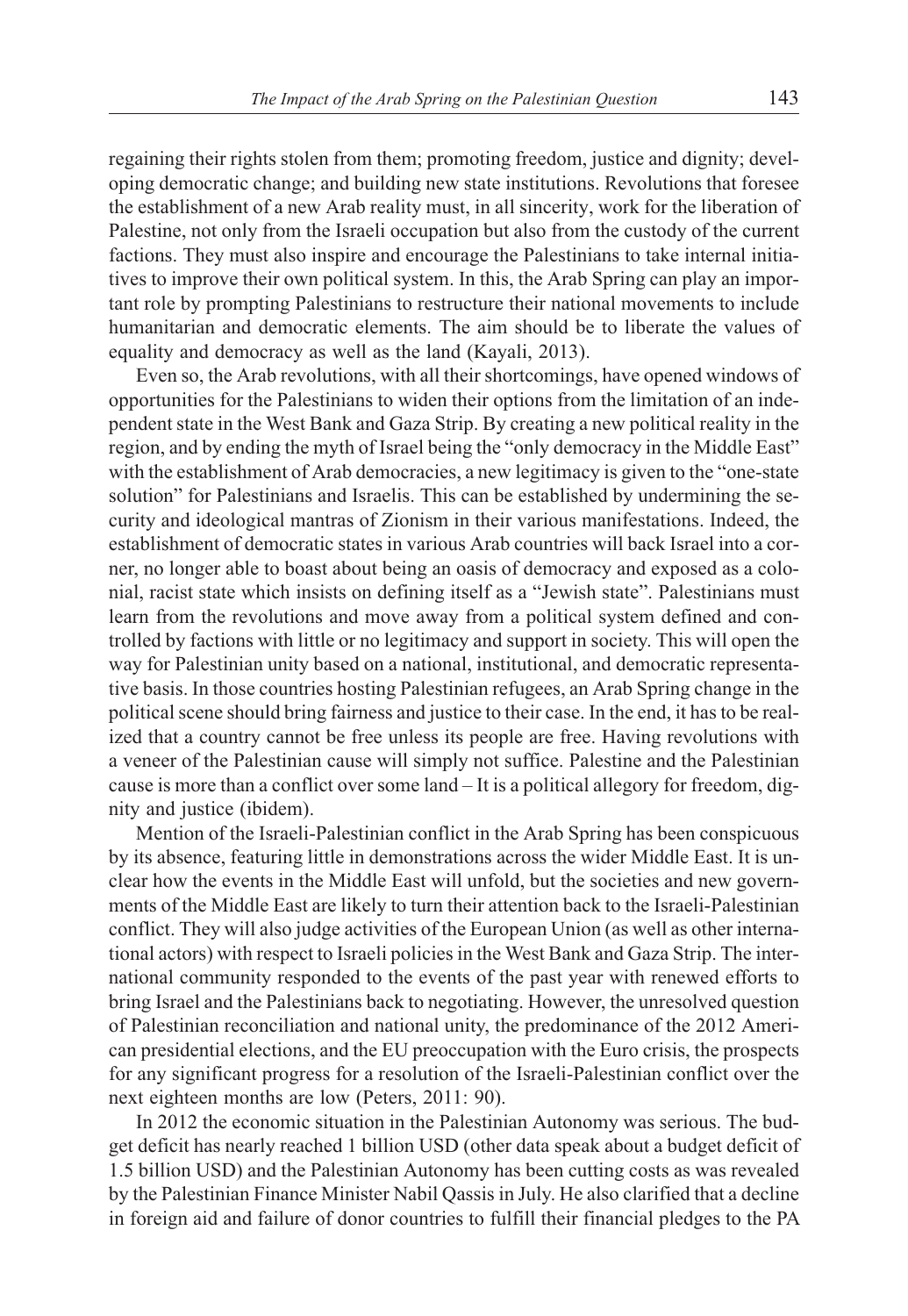regaining their rights stolen from them; promoting freedom, justice and dignity; developing democratic change; and building new state institutions. Revolutions that foresee the establishment of a new Arab reality must, in all sincerity, work for the liberation of Palestine, not only from the Israeli occupation but also from the custody of the current factions. They must also inspire and encourage the Palestinians to take internal initiatives to improve their own political system. In this, the Arab Spring can play an important role by prompting Palestinians to restructure their national movements to include humanitarian and democratic elements. The aim should be to liberate the values of equality and democracy as well as the land (Kayali, 2013).

Even so, the Arab revolutions, with all their shortcomings, have opened windows of opportunities for the Palestinians to widen their options from the limitation of an independent state in the West Bank and Gaza Strip. By creating a new political reality in the region, and by ending the myth of Israel being the "only democracy in the Middle East" with the establishment of Arab democracies, a new legitimacy is given to the "one-state solution" for Palestinians and Israelis. This can be established by undermining the security and ideological mantras of Zionism in their various manifestations. Indeed, the establishment of democratic states in various Arab countries will back Israel into a corner, no longer able to boast about being an oasis of democracy and exposed as a colonial, racist state which insists on defining itself as a "Jewish state". Palestinians must learn from the revolutions and move away from a political system defined and controlled by factions with little or no legitimacy and support in society. This will open the way for Palestinian unity based on a national, institutional, and democratic representative basis. In those countries hosting Palestinian refugees, an Arab Spring change in the political scene should bring fairness and justice to their case. In the end, it has to be realized that a country cannot be free unless its people are free. Having revolutions with a veneer of the Palestinian cause will simply not suffice. Palestine and the Palestinian cause is more than a conflict over some land – It is a political allegory for freedom, dignity and justice (ibidem).

Mention of the Israeli-Palestinian conflict in the Arab Spring has been conspicuous by its absence, featuring little in demonstrations across the wider Middle East. It is unclear how the events in the Middle East will unfold, but the societies and new governments of the Middle East are likely to turn their attention back to the Israeli-Palestinian conflict. They will also judge activities of the European Union (as well as other international actors) with respect to Israeli policies in the West Bank and Gaza Strip. The international community responded to the events of the past year with renewed efforts to bring Israel and the Palestinians back to negotiating. However, the unresolved question of Palestinian reconciliation and national unity, the predominance of the 2012 American presidential elections, and the EU preoccupation with the Euro crisis, the prospects for any significant progress for a resolution of the Israeli-Palestinian conflict over the next eighteen months are low (Peters, 2011: 90).

In 2012 the economic situation in the Palestinian Autonomy was serious. The budget deficit has nearly reached 1 billion USD (other data speak about a budget deficit of 1.5 billion USD) and the Palestinian Autonomy has been cutting costs as was revealed by the Palestinian Finance Minister Nabil Qassis in July. He also clarified that a decline in foreign aid and failure of donor countries to fulfill their financial pledges to the PA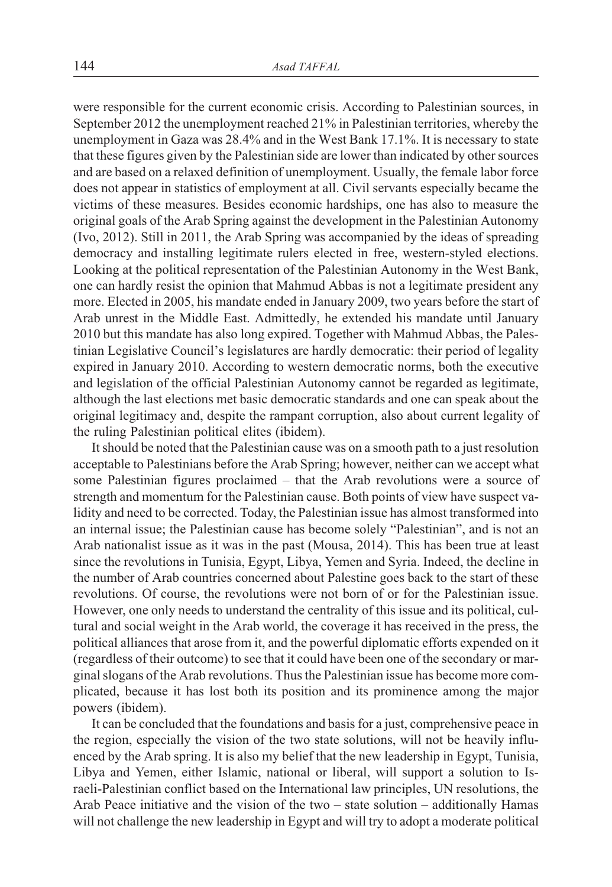were responsible for the current economic crisis. According to Palestinian sources, in September 2012 the unemployment reached 21% in Palestinian territories, whereby the unemployment in Gaza was 28.4% and in the West Bank 17.1%. It is necessary to state that these figures given by the Palestinian side are lower than indicated by other sources and are based on a relaxed definition of unemployment. Usually, the female labor force does not appear in statistics of employment at all. Civil servants especially became the victims of these measures. Besides economic hardships, one has also to measure the original goals of the Arab Spring against the development in the Palestinian Autonomy (Ivo, 2012). Still in 2011, the Arab Spring was accompanied by the ideas of spreading democracy and installing legitimate rulers elected in free, western-styled elections. Looking at the political representation of the Palestinian Autonomy in the West Bank, one can hardly resist the opinion that Mahmud Abbas is not a legitimate president any more. Elected in 2005, his mandate ended in January 2009, two years before the start of Arab unrest in the Middle East. Admittedly, he extended his mandate until January 2010 but this mandate has also long expired. Together with Mahmud Abbas, the Palestinian Legislative Council's legislatures are hardly democratic: their period of legality expired in January 2010. According to western democratic norms, both the executive and legislation of the official Palestinian Autonomy cannot be regarded as legitimate, although the last elections met basic democratic standards and one can speak about the original legitimacy and, despite the rampant corruption, also about current legality of the ruling Palestinian political elites (ibidem).

It should be noted that the Palestinian cause was on a smooth path to a just resolution acceptable to Palestinians before the Arab Spring; however, neither can we accept what some Palestinian figures proclaimed – that the Arab revolutions were a source of strength and momentum for the Palestinian cause. Both points of view have suspect validity and need to be corrected. Today, the Palestinian issue has almost transformed into an internal issue; the Palestinian cause has become solely "Palestinian", and is not an Arab nationalist issue as it was in the past (Mousa, 2014). This has been true at least since the revolutions in Tunisia, Egypt, Libya, Yemen and Syria. Indeed, the decline in the number of Arab countries concerned about Palestine goes back to the start of these revolutions. Of course, the revolutions were not born of or for the Palestinian issue. However, one only needs to understand the centrality of this issue and its political, cultural and social weight in the Arab world, the coverage it has received in the press, the political alliances that arose from it, and the powerful diplomatic efforts expended on it (regardless of their outcome) to see that it could have been one of the secondary or marginal slogans of the Arab revolutions. Thus the Palestinian issue has become more complicated, because it has lost both its position and its prominence among the major powers (ibidem).

It can be concluded that the foundations and basis for a just, comprehensive peace in the region, especially the vision of the two state solutions, will not be heavily influenced by the Arab spring. It is also my belief that the new leadership in Egypt, Tunisia, Libya and Yemen, either Islamic, national or liberal, will support a solution to Israeli-Palestinian conflict based on the International law principles, UN resolutions, the Arab Peace initiative and the vision of the two – state solution – additionally Hamas will not challenge the new leadership in Egypt and will try to adopt a moderate political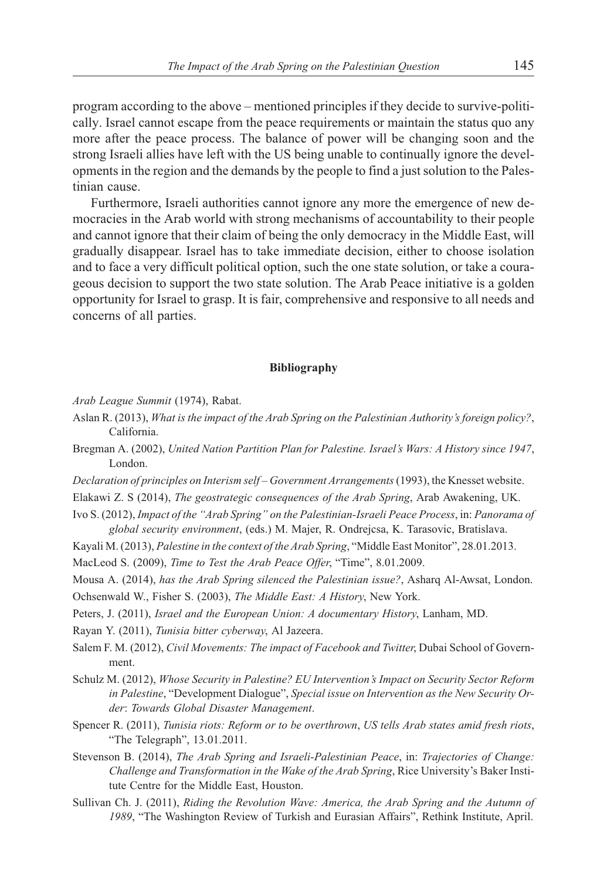program according to the above – mentioned principles if they decide to survive-politically. Israel cannot escape from the peace requirements or maintain the status quo any more after the peace process. The balance of power will be changing soon and the strong Israeli allies have left with the US being unable to continually ignore the developments in the region and the demands by the people to find a just solution to the Palestinian cause.

Furthermore, Israeli authorities cannot ignore any more the emergence of new democracies in the Arab world with strong mechanisms of accountability to their people and cannot ignore that their claim of being the only democracy in the Middle East, will gradually disappear. Israel has to take immediate decision, either to choose isolation and to face a very difficult political option, such the one state solution, or take a courageous decision to support the two state solution. The Arab Peace initiative is a golden opportunity for Israel to grasp. It is fair, comprehensive and responsive to all needs and concerns of all parties.

## Bibliography

*Arab League Summit* (1974), Rabat.

Aslan R. (2013), *What is the impact of the Arab Spring on the Palestinian Authority's foreign policy?*, California.

Bregman A. (2002), *United Nation Partition Plan for Palestine. Israel's Wars: A History since 1947*, London.

*Declaration of principles on Interism self – Government Arrangements* (1993), the Knesset website.

Elakawi Z. S (2014), *The geostrategic consequences of the Arab Spring*, Arab Awakening, UK.

Ivo S. (2012), *Impact of the "Arab Spring" on the Palestinian-Israeli Peace Process*, in: *Panorama of global security environment*, (eds.) M. Majer, R. Ondrejcsa, K. Tarasovic, Bratislava.

Kayali M. (2013), *Palestine in the context of the Arab Spring*, "Middle East Monitor", 28.01.2013.

MacLeod S. (2009), *Time to Test the Arab Peace Offer*, "Time", 8.01.2009.

Mousa A. (2014), *has the Arab Spring silenced the Palestinian issue?*, Asharq Al-Awsat, London.

Ochsenwald W., Fisher S. (2003), *The Middle East: A History*, New York.

Peters, J. (2011), *Israel and the European Union: A documentary History*, Lanham, MD.

Rayan Y. (2011), *Tunisia bitter cyberway*, Al Jazeera.

Salem F. M. (2012), *Civil Movements: The impact of Facebook and Twitter*, Dubai School of Government.

Schulz M. (2012), *Whose Security in Palestine? EU Intervention's Impact on Security Sector Reform in Palestine*, "Development Dialogue", *Special issue on Intervention as the New Security Order*: *Towards Global Disaster Management*.

Spencer R. (2011), *Tunisia riots: Reform or to be overthrown*, *US tells Arab states amid fresh riots*, "The Telegraph", 13.01.2011.

Stevenson B. (2014), *The Arab Spring and Israeli-Palestinian Peace*, in: *Trajectories of Change: Challenge and Transformation in the Wake of the Arab Spring*, Rice University's Baker Institute Centre for the Middle East, Houston.

Sullivan Ch. J. (2011), *Riding the Revolution Wave: America, the Arab Spring and the Autumn of 1989*, "The Washington Review of Turkish and Eurasian Affairs", Rethink Institute, April.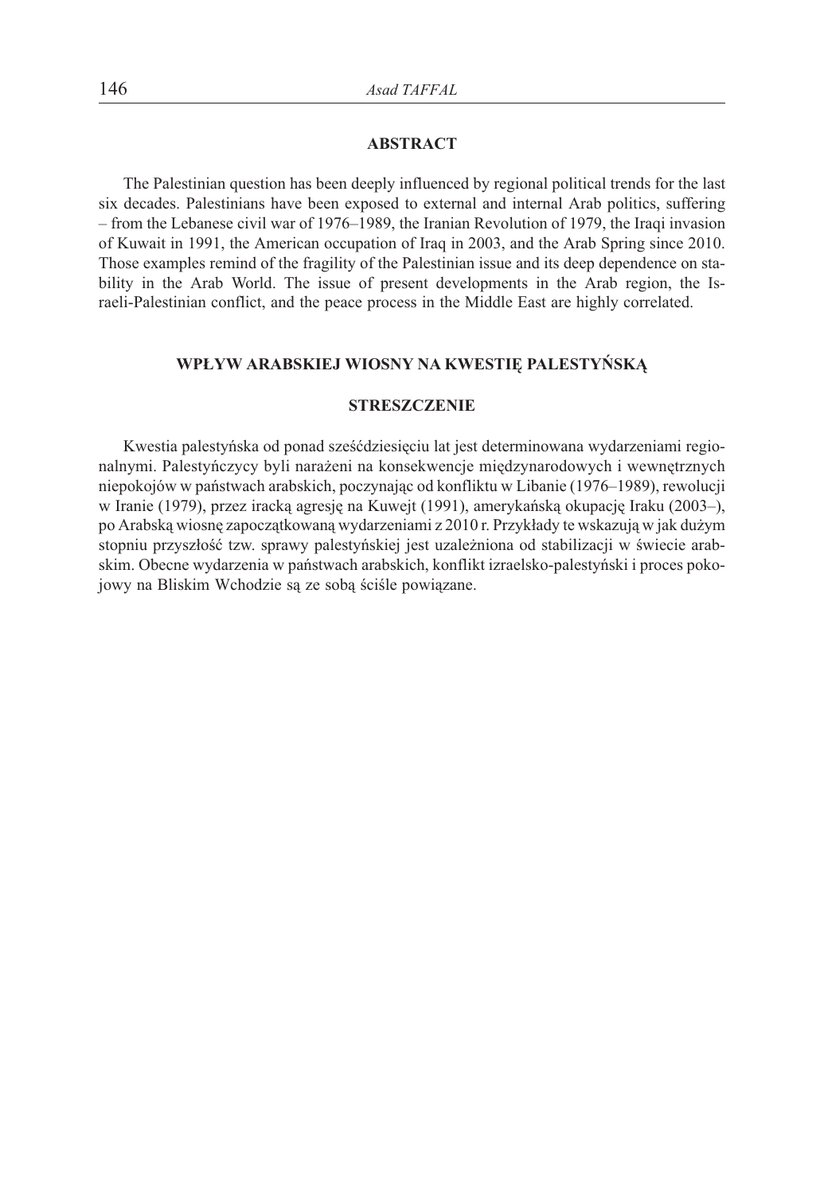## ABSTRACT

The Palestinian question has been deeply influenced by regional political trends for the last six decades. Palestinians have been exposed to external and internal Arab politics, suffering – from the Lebanese civil war of 1976–1989, the Iranian Revolution of 1979, the Iraqi invasion of Kuwait in 1991, the American occupation of Iraq in 2003, and the Arab Spring since 2010. Those examples remind of the fragility of the Palestinian issue and its deep dependence on stability in the Arab World. The issue of present developments in the Arab region, the Israeli-Palestinian conflict, and the peace process in the Middle East are highly correlated.

## WPŁYW ARABSKIEJ WIOSNY NA KWESTIĘ PALESTYŃSKĄ

## STRESZCZENIE

Kwestia palestyńska od ponad sześćdziesięciu lat jest determinowana wydarzeniami regionalnymi. Palestyńczycy byli narażeni na konsekwencje międzynarodowych i wewnętrznych niepokojów w państwach arabskich, poczynając od konfliktu w Libanie (1976–1989), rewolucji w Iranie (1979), przez iracką agresję na Kuwejt (1991), amerykańską okupację Iraku (2003–), po Arabską wiosnę zapoczątkowaną wydarzeniami z 2010 r. Przykłady te wskazują w jak dużym stopniu przyszłość tzw. sprawy palestyńskiej jest uzależniona od stabilizacji w świecie arabskim. Obecne wydarzenia w państwach arabskich, konflikt izraelsko-palestyński i proces pokojowy na Bliskim Wchodzie są ze sobą ściśle powiązane.